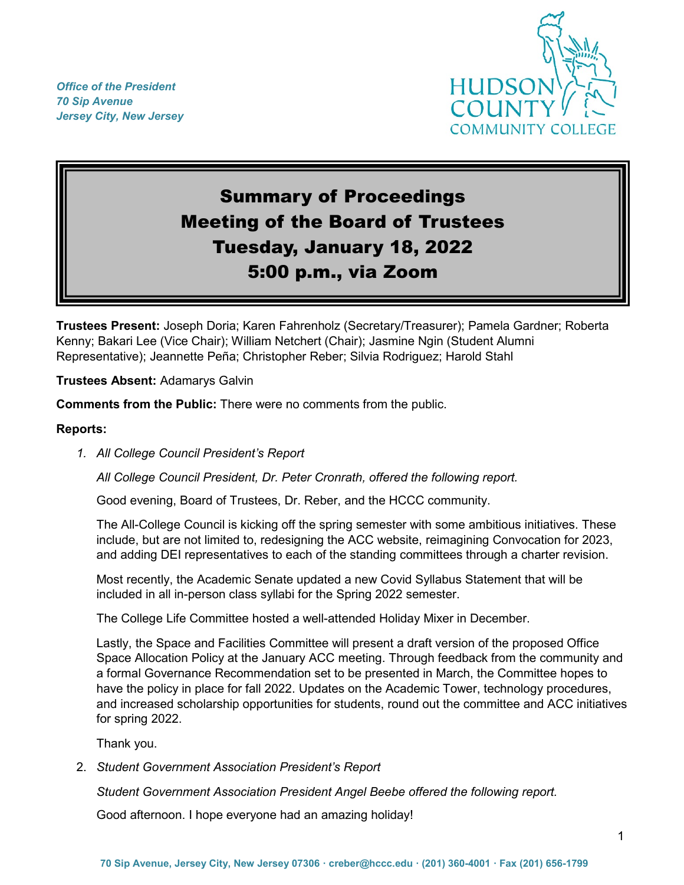*Office of the President*
*70 Sip Avenue*
*Jersey City, New Jersey*

HUDSON COUNTY COMMUNITY COLLEGE

# Summary of Proceedings
# Meeting of the Board of Trustees
# Tuesday, January 18, 2022
# 5:00 p.m., via Zoom

**Trustees Present:** Joseph Doria; Karen Fahrenholz (Secretary/Treasurer); Pamela Gardner; Roberta Kenny; Bakari Lee (Vice Chair); William Netchert (Chair); Jasmine Ngin (Student Alumni Representative); Jeannette Peña; Christopher Reber; Silvia Rodriguez; Harold Stahl

**Trustees Absent:** Adamarys Galvin

**Comments from the Public:** There were no comments from the public.

**Reports:**

1. *All College Council President's Report*

   *All College Council President, Dr. Peter Cronrath, offered the following report.*

   Good evening, Board of Trustees, Dr. Reber, and the HCCC community.

   The All-College Council is kicking off the spring semester with some ambitious initiatives. These include, but are not limited to, redesigning the ACC website, reimagining Convocation for 2023, and adding DEI representatives to each of the standing committees through a charter revision.

   Most recently, the Academic Senate updated a new Covid Syllabus Statement that will be included in all in-person class syllabi for the Spring 2022 semester.

   The College Life Committee hosted a well-attended Holiday Mixer in December.

   Lastly, the Space and Facilities Committee will present a draft version of the proposed Office Space Allocation Policy at the January ACC meeting. Through feedback from the community and a formal Governance Recommendation set to be presented in March, the Committee hopes to have the policy in place for fall 2022. Updates on the Academic Tower, technology procedures, and increased scholarship opportunities for students, round out the committee and ACC initiatives for spring 2022.

   Thank you.

2. *Student Government Association President's Report*

   *Student Government Association President Angel Beebe offered the following report.*

   Good afternoon. I hope everyone had an amazing holiday!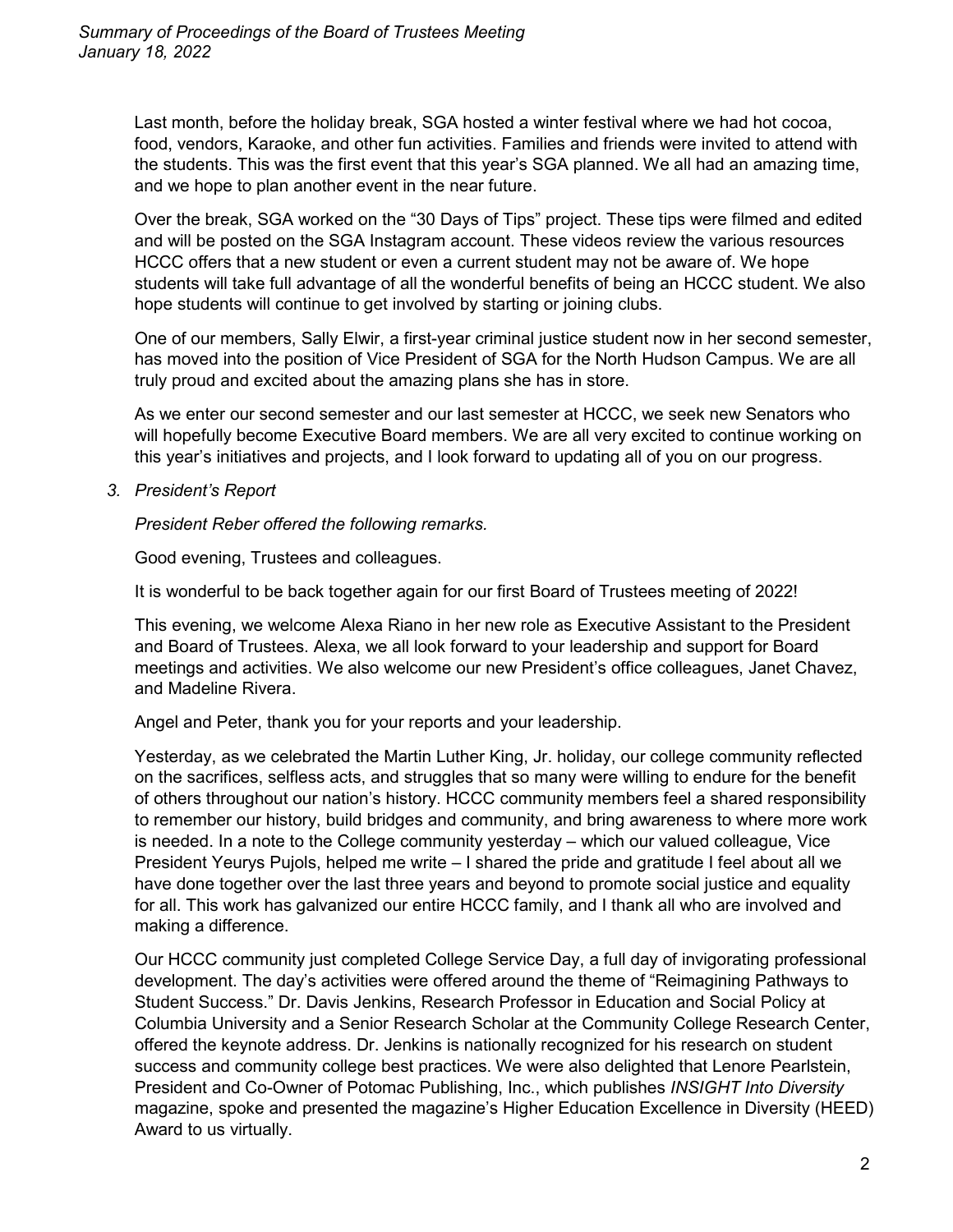Last month, before the holiday break, SGA hosted a winter festival where we had hot cocoa, food, vendors, Karaoke, and other fun activities. Families and friends were invited to attend with the students. This was the first event that this year's SGA planned. We all had an amazing time, and we hope to plan another event in the near future.

Over the break, SGA worked on the "30 Days of Tips" project. These tips were filmed and edited and will be posted on the SGA Instagram account. These videos review the various resources HCCC offers that a new student or even a current student may not be aware of. We hope students will take full advantage of all the wonderful benefits of being an HCCC student. We also hope students will continue to get involved by starting or joining clubs.

One of our members, Sally Elwir, a first-year criminal justice student now in her second semester, has moved into the position of Vice President of SGA for the North Hudson Campus. We are all truly proud and excited about the amazing plans she has in store.

As we enter our second semester and our last semester at HCCC, we seek new Senators who will hopefully become Executive Board members. We are all very excited to continue working on this year's initiatives and projects, and I look forward to updating all of you on our progress.

3. *President's Report*

*President Reber offered the following remarks.*

Good evening, Trustees and colleagues.

It is wonderful to be back together again for our first Board of Trustees meeting of 2022!

This evening, we welcome Alexa Riano in her new role as Executive Assistant to the President and Board of Trustees. Alexa, we all look forward to your leadership and support for Board meetings and activities. We also welcome our new President's office colleagues, Janet Chavez, and Madeline Rivera.

Angel and Peter, thank you for your reports and your leadership.

Yesterday, as we celebrated the Martin Luther King, Jr. holiday, our college community reflected on the sacrifices, selfless acts, and struggles that so many were willing to endure for the benefit of others throughout our nation's history. HCCC community members feel a shared responsibility to remember our history, build bridges and community, and bring awareness to where more work is needed. In a note to the College community yesterday – which our valued colleague, Vice President Yeurys Pujols, helped me write – I shared the pride and gratitude I feel about all we have done together over the last three years and beyond to promote social justice and equality for all. This work has galvanized our entire HCCC family, and I thank all who are involved and making a difference.

Our HCCC community just completed College Service Day, a full day of invigorating professional development. The day's activities were offered around the theme of "Reimagining Pathways to Student Success." Dr. Davis Jenkins, Research Professor in Education and Social Policy at Columbia University and a Senior Research Scholar at the Community College Research Center, offered the keynote address. Dr. Jenkins is nationally recognized for his research on student success and community college best practices. We were also delighted that Lenore Pearlstein, President and Co-Owner of Potomac Publishing, Inc., which publishes *INSIGHT Into Diversity* magazine, spoke and presented the magazine's Higher Education Excellence in Diversity (HEED) Award to us virtually.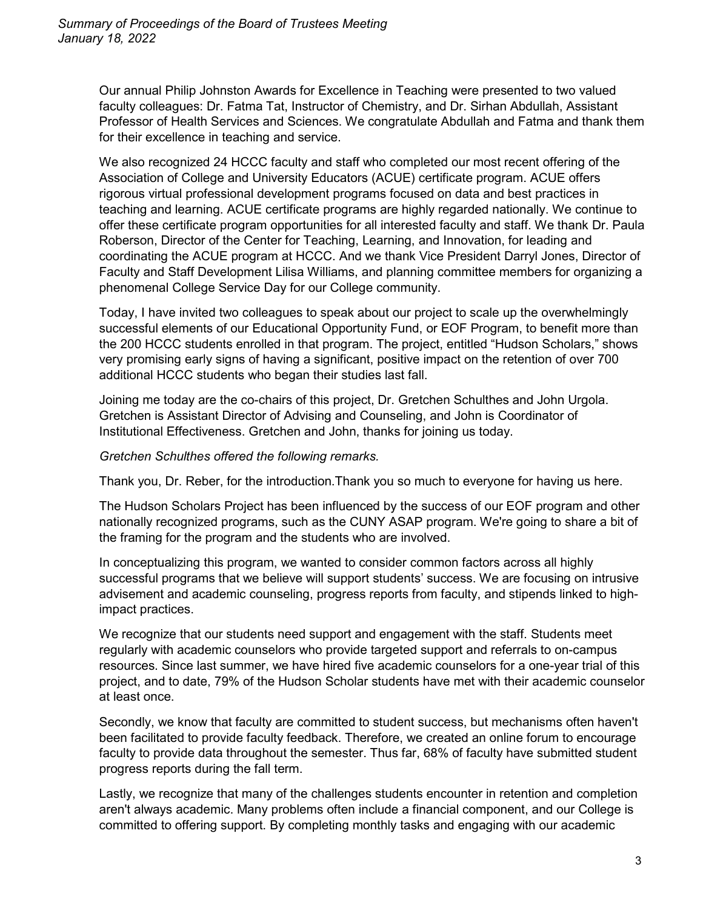Our annual Philip Johnston Awards for Excellence in Teaching were presented to two valued faculty colleagues: Dr. Fatma Tat, Instructor of Chemistry, and Dr. Sirhan Abdullah, Assistant Professor of Health Services and Sciences. We congratulate Abdullah and Fatma and thank them for their excellence in teaching and service.

We also recognized 24 HCCC faculty and staff who completed our most recent offering of the Association of College and University Educators (ACUE) certificate program. ACUE offers rigorous virtual professional development programs focused on data and best practices in teaching and learning. ACUE certificate programs are highly regarded nationally. We continue to offer these certificate program opportunities for all interested faculty and staff. We thank Dr. Paula Roberson, Director of the Center for Teaching, Learning, and Innovation, for leading and coordinating the ACUE program at HCCC. And we thank Vice President Darryl Jones, Director of Faculty and Staff Development Lilisa Williams, and planning committee members for organizing a phenomenal College Service Day for our College community.

Today, I have invited two colleagues to speak about our project to scale up the overwhelmingly successful elements of our Educational Opportunity Fund, or EOF Program, to benefit more than the 200 HCCC students enrolled in that program. The project, entitled "Hudson Scholars," shows very promising early signs of having a significant, positive impact on the retention of over 700 additional HCCC students who began their studies last fall.

Joining me today are the co-chairs of this project, Dr. Gretchen Schulthes and John Urgola. Gretchen is Assistant Director of Advising and Counseling, and John is Coordinator of Institutional Effectiveness. Gretchen and John, thanks for joining us today.

*Gretchen Schulthes offered the following remarks.*

Thank you, Dr. Reber, for the introduction.Thank you so much to everyone for having us here.

The Hudson Scholars Project has been influenced by the success of our EOF program and other nationally recognized programs, such as the CUNY ASAP program. We're going to share a bit of the framing for the program and the students who are involved.

In conceptualizing this program, we wanted to consider common factors across all highly successful programs that we believe will support students' success. We are focusing on intrusive advisement and academic counseling, progress reports from faculty, and stipends linked to high-impact practices.

We recognize that our students need support and engagement with the staff. Students meet regularly with academic counselors who provide targeted support and referrals to on-campus resources. Since last summer, we have hired five academic counselors for a one-year trial of this project, and to date, 79% of the Hudson Scholar students have met with their academic counselor at least once.

Secondly, we know that faculty are committed to student success, but mechanisms often haven't been facilitated to provide faculty feedback. Therefore, we created an online forum to encourage faculty to provide data throughout the semester. Thus far, 68% of faculty have submitted student progress reports during the fall term.

Lastly, we recognize that many of the challenges students encounter in retention and completion aren't always academic. Many problems often include a financial component, and our College is committed to offering support. By completing monthly tasks and engaging with our academic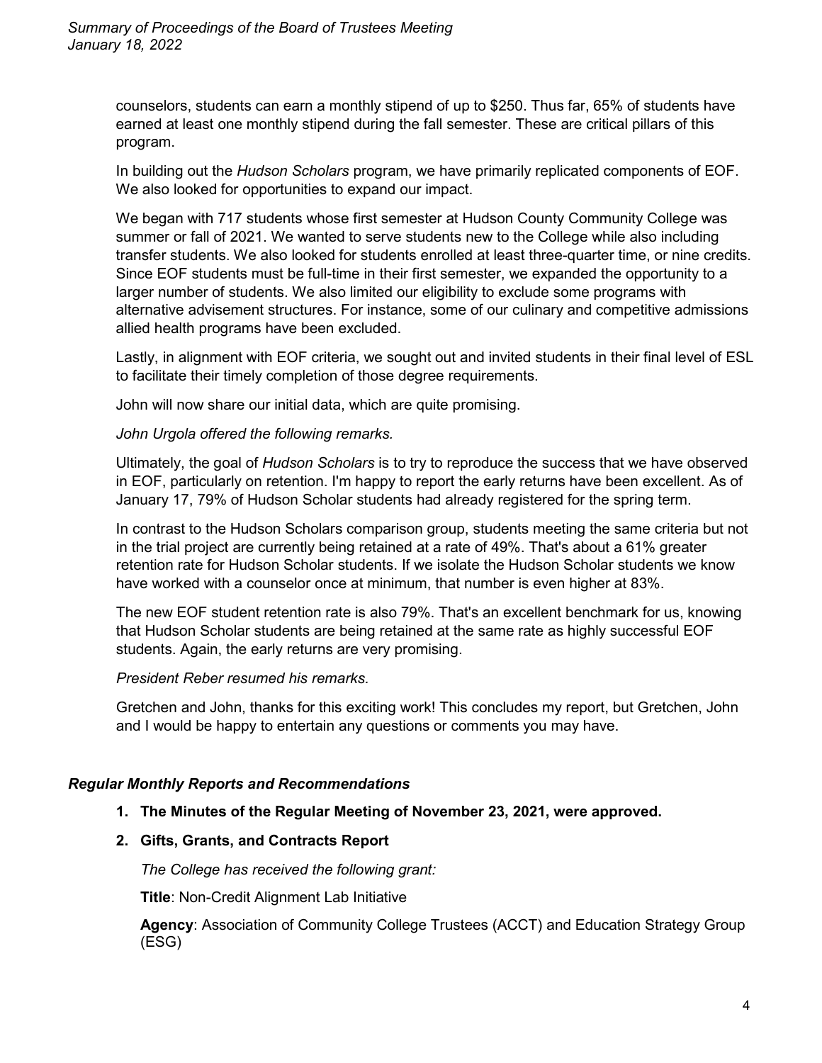counselors, students can earn a monthly stipend of up to $250. Thus far, 65% of students have earned at least one monthly stipend during the fall semester. These are critical pillars of this program.

In building out the *Hudson Scholars* program, we have primarily replicated components of EOF. We also looked for opportunities to expand our impact.

We began with 717 students whose first semester at Hudson County Community College was summer or fall of 2021. We wanted to serve students new to the College while also including transfer students. We also looked for students enrolled at least three-quarter time, or nine credits. Since EOF students must be full-time in their first semester, we expanded the opportunity to a larger number of students. We also limited our eligibility to exclude some programs with alternative advisement structures. For instance, some of our culinary and competitive admissions allied health programs have been excluded.

Lastly, in alignment with EOF criteria, we sought out and invited students in their final level of ESL to facilitate their timely completion of those degree requirements.

John will now share our initial data, which are quite promising.

*John Urgola offered the following remarks.*

Ultimately, the goal of *Hudson Scholars* is to try to reproduce the success that we have observed in EOF, particularly on retention. I'm happy to report the early returns have been excellent. As of January 17, 79% of Hudson Scholar students had already registered for the spring term.

In contrast to the Hudson Scholars comparison group, students meeting the same criteria but not in the trial project are currently being retained at a rate of 49%. That's about a 61% greater retention rate for Hudson Scholar students. If we isolate the Hudson Scholar students we know have worked with a counselor once at minimum, that number is even higher at 83%.

The new EOF student retention rate is also 79%. That's an excellent benchmark for us, knowing that Hudson Scholar students are being retained at the same rate as highly successful EOF students. Again, the early returns are very promising.

*President Reber resumed his remarks.*

Gretchen and John, thanks for this exciting work! This concludes my report, but Gretchen, John and I would be happy to entertain any questions or comments you may have.

### *Regular Monthly Reports and Recommendations*

1. **The Minutes of the Regular Meeting of November 23, 2021, were approved.**

2. **Gifts, Grants, and Contracts Report**

   *The College has received the following grant:*

   **Title**: Non-Credit Alignment Lab Initiative

   **Agency**: Association of Community College Trustees (ACCT) and Education Strategy Group (ESG)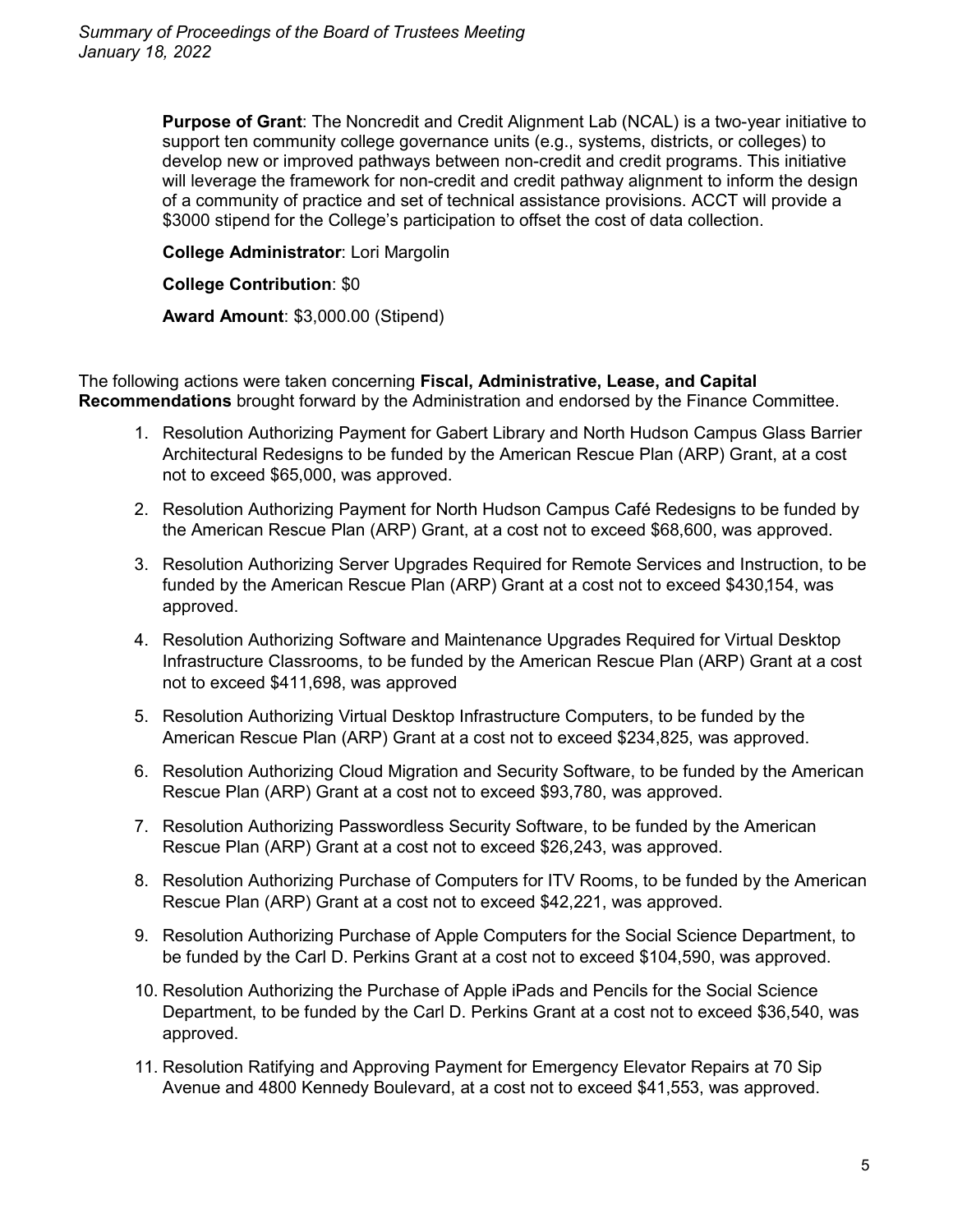**Purpose of Grant**: The Noncredit and Credit Alignment Lab (NCAL) is a two-year initiative to support ten community college governance units (e.g., systems, districts, or colleges) to develop new or improved pathways between non-credit and credit programs. This initiative will leverage the framework for non-credit and credit pathway alignment to inform the design of a community of practice and set of technical assistance provisions. ACCT will provide a $3000 stipend for the College's participation to offset the cost of data collection.

**College Administrator**: Lori Margolin

**College Contribution**: $0

**Award Amount**: $3,000.00 (Stipend)

The following actions were taken concerning **Fiscal, Administrative, Lease, and Capital Recommendations** brought forward by the Administration and endorsed by the Finance Committee.

1. Resolution Authorizing Payment for Gabert Library and North Hudson Campus Glass Barrier Architectural Redesigns to be funded by the American Rescue Plan (ARP) Grant, at a cost not to exceed $65,000, was approved.
2. Resolution Authorizing Payment for North Hudson Campus Café Redesigns to be funded by the American Rescue Plan (ARP) Grant, at a cost not to exceed $68,600, was approved.
3. Resolution Authorizing Server Upgrades Required for Remote Services and Instruction, to be funded by the American Rescue Plan (ARP) Grant at a cost not to exceed $430,154, was approved.
4. Resolution Authorizing Software and Maintenance Upgrades Required for Virtual Desktop Infrastructure Classrooms, to be funded by the American Rescue Plan (ARP) Grant at a cost not to exceed $411,698, was approved
5. Resolution Authorizing Virtual Desktop Infrastructure Computers, to be funded by the American Rescue Plan (ARP) Grant at a cost not to exceed $234,825, was approved.
6. Resolution Authorizing Cloud Migration and Security Software, to be funded by the American Rescue Plan (ARP) Grant at a cost not to exceed $93,780, was approved.
7. Resolution Authorizing Passwordless Security Software, to be funded by the American Rescue Plan (ARP) Grant at a cost not to exceed $26,243, was approved.
8. Resolution Authorizing Purchase of Computers for ITV Rooms, to be funded by the American Rescue Plan (ARP) Grant at a cost not to exceed $42,221, was approved.
9. Resolution Authorizing Purchase of Apple Computers for the Social Science Department, to be funded by the Carl D. Perkins Grant at a cost not to exceed $104,590, was approved.
10. Resolution Authorizing the Purchase of Apple iPads and Pencils for the Social Science Department, to be funded by the Carl D. Perkins Grant at a cost not to exceed $36,540, was approved.
11. Resolution Ratifying and Approving Payment for Emergency Elevator Repairs at 70 Sip Avenue and 4800 Kennedy Boulevard, at a cost not to exceed $41,553, was approved.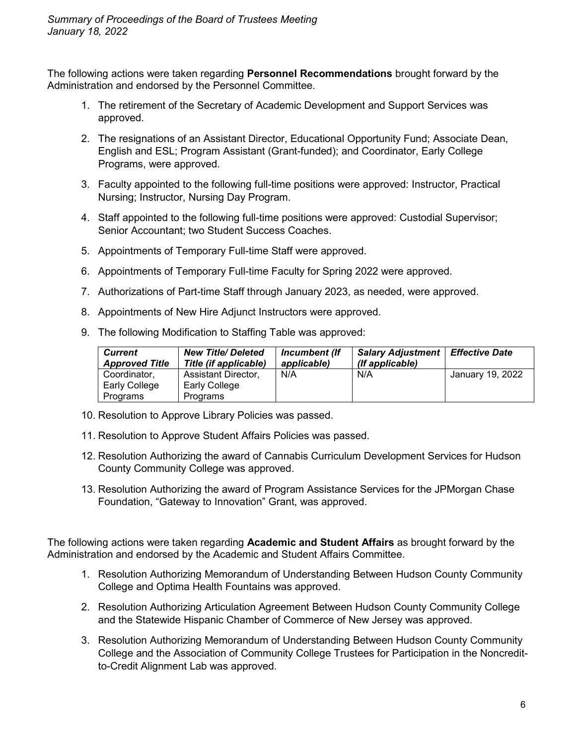The following actions were taken regarding **Personnel Recommendations** brought forward by the Administration and endorsed by the Personnel Committee.

1. The retirement of the Secretary of Academic Development and Support Services was approved.

2. The resignations of an Assistant Director, Educational Opportunity Fund; Associate Dean, English and ESL; Program Assistant (Grant-funded); and Coordinator, Early College Programs, were approved.

3. Faculty appointed to the following full-time positions were approved: Instructor, Practical Nursing; Instructor, Nursing Day Program.

4. Staff appointed to the following full-time positions were approved: Custodial Supervisor; Senior Accountant; two Student Success Coaches.

5. Appointments of Temporary Full-time Staff were approved.

6. Appointments of Temporary Full-time Faculty for Spring 2022 were approved.

7. Authorizations of Part-time Staff through January 2023, as needed, were approved.

8. Appointments of New Hire Adjunct Instructors were approved.

9. The following Modification to Staffing Table was approved:

| *Current Approved Title* | *New Title/ Deleted Title (if applicable)* | *Incumbent (If applicable)* | *Salary Adjustment (If applicable)* | *Effective Date* |
|---|---|---|---|---|
| Coordinator, Early College Programs | Assistant Director, Early College Programs | N/A | N/A | January 19, 2022 |

10. Resolution to Approve Library Policies was passed.

11. Resolution to Approve Student Affairs Policies was passed.

12. Resolution Authorizing the award of Cannabis Curriculum Development Services for Hudson County Community College was approved.

13. Resolution Authorizing the award of Program Assistance Services for the JPMorgan Chase Foundation, "Gateway to Innovation" Grant, was approved.

The following actions were taken regarding **Academic and Student Affairs** as brought forward by the Administration and endorsed by the Academic and Student Affairs Committee.

1. Resolution Authorizing Memorandum of Understanding Between Hudson County Community College and Optima Health Fountains was approved.

2. Resolution Authorizing Articulation Agreement Between Hudson County Community College and the Statewide Hispanic Chamber of Commerce of New Jersey was approved.

3. Resolution Authorizing Memorandum of Understanding Between Hudson County Community College and the Association of Community College Trustees for Participation in the Noncredit-to-Credit Alignment Lab was approved.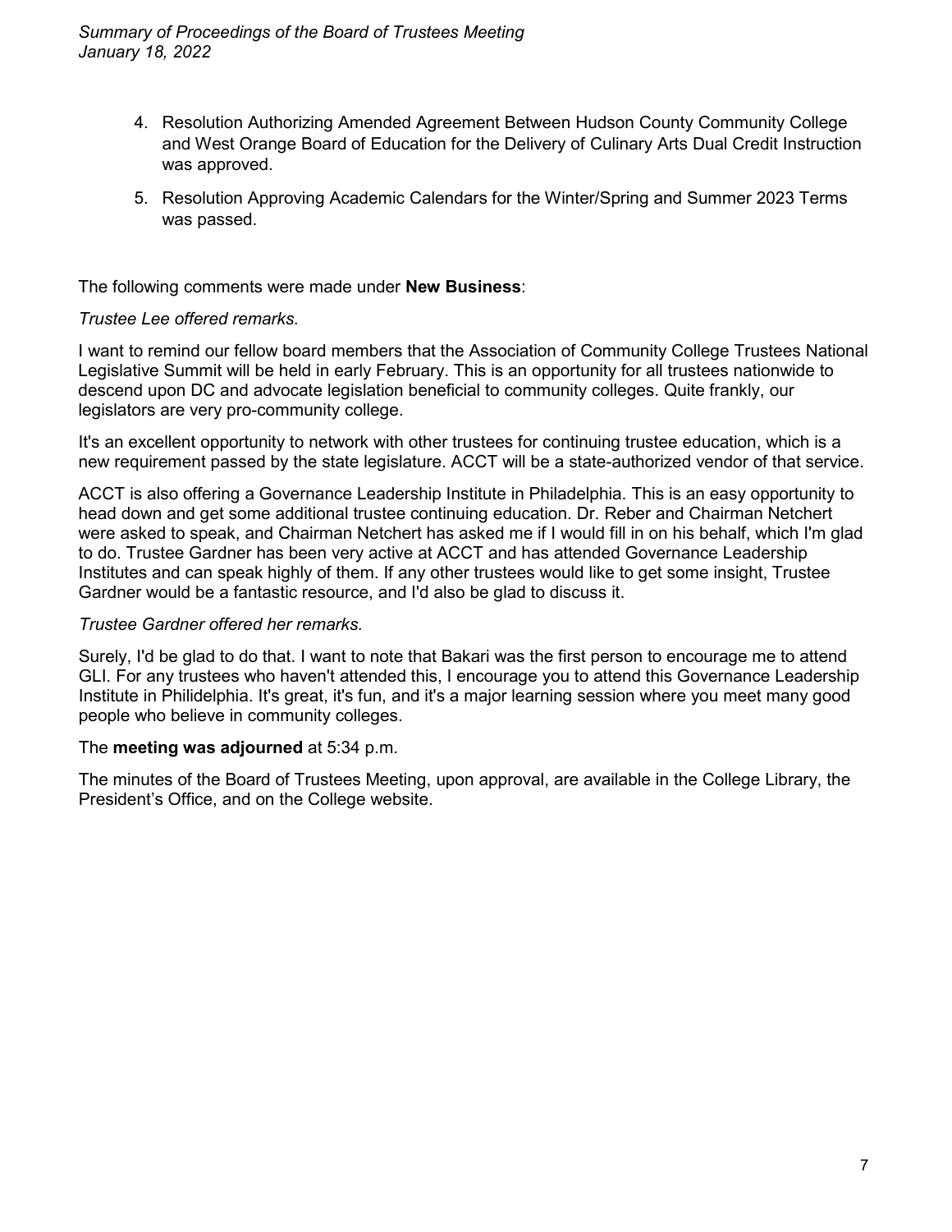4. Resolution Authorizing Amended Agreement Between Hudson County Community College and West Orange Board of Education for the Delivery of Culinary Arts Dual Credit Instruction was approved.

5. Resolution Approving Academic Calendars for the Winter/Spring and Summer 2023 Terms was passed.

The following comments were made under **New Business**:

*Trustee Lee offered remarks.*

I want to remind our fellow board members that the Association of Community College Trustees National Legislative Summit will be held in early February. This is an opportunity for all trustees nationwide to descend upon DC and advocate legislation beneficial to community colleges. Quite frankly, our legislators are very pro-community college.

It's an excellent opportunity to network with other trustees for continuing trustee education, which is a new requirement passed by the state legislature. ACCT will be a state-authorized vendor of that service.

ACCT is also offering a Governance Leadership Institute in Philadelphia. This is an easy opportunity to head down and get some additional trustee continuing education. Dr. Reber and Chairman Netchert were asked to speak, and Chairman Netchert has asked me if I would fill in on his behalf, which I'm glad to do. Trustee Gardner has been very active at ACCT and has attended Governance Leadership Institutes and can speak highly of them. If any other trustees would like to get some insight, Trustee Gardner would be a fantastic resource, and I'd also be glad to discuss it.

*Trustee Gardner offered her remarks.*

Surely, I'd be glad to do that. I want to note that Bakari was the first person to encourage me to attend GLI. For any trustees who haven't attended this, I encourage you to attend this Governance Leadership Institute in Philidelphia. It's great, it's fun, and it's a major learning session where you meet many good people who believe in community colleges.

The **meeting was adjourned** at 5:34 p.m.

The minutes of the Board of Trustees Meeting, upon approval, are available in the College Library, the President's Office, and on the College website.